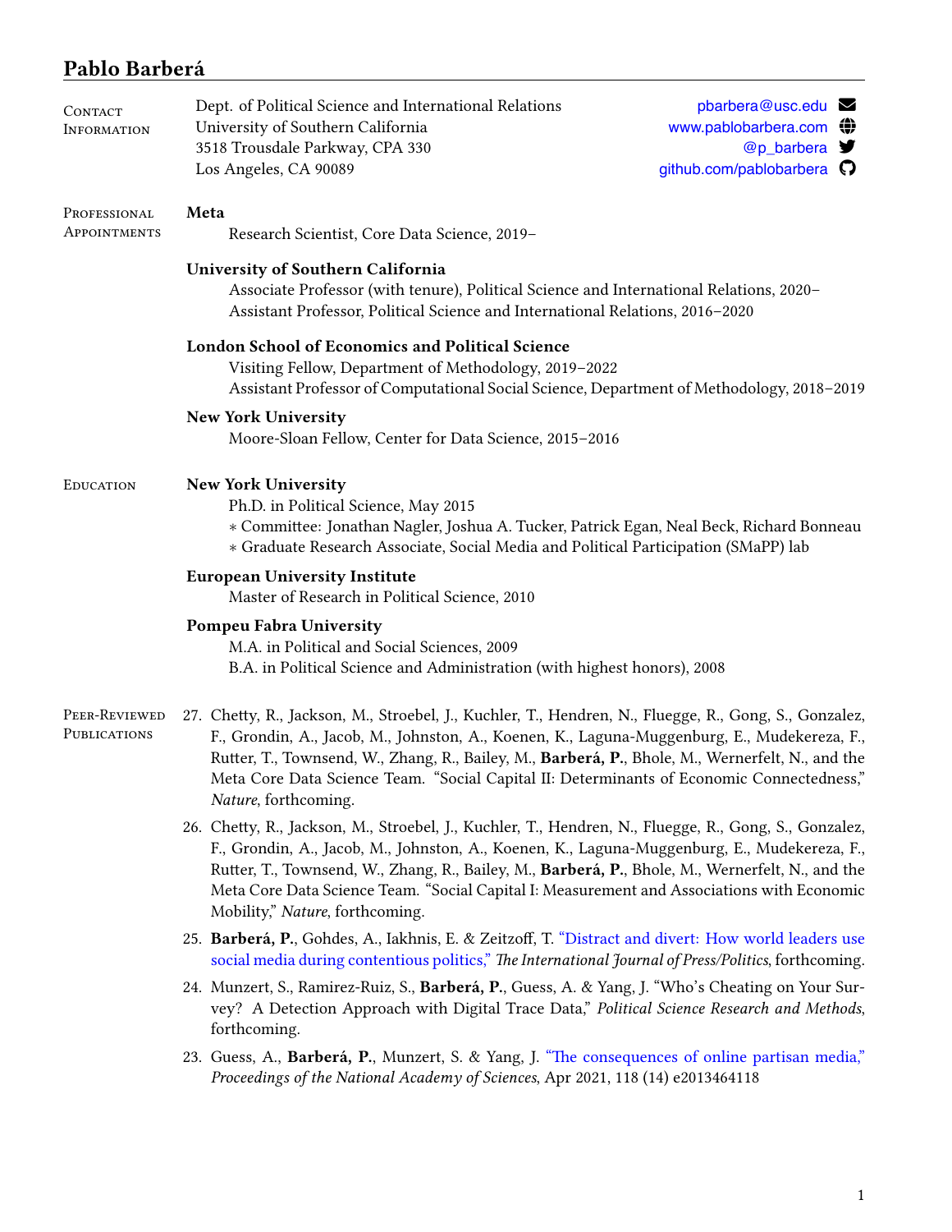# Pablo Barberá

## Contact Information

Dept. of Political Science and International Relations
University of Southern California
3518 Trousdale Parkway, CPA 330
Los Angeles, CA 90089

pbarbera@usc.edu
www.pablobarbera.com
@p_barbera
github.com/pablobarbera

## Professional Appointments

**Meta**
Research Scientist, Core Data Science, 2019–

**University of Southern California**
Associate Professor (with tenure), Political Science and International Relations, 2020–
Assistant Professor, Political Science and International Relations, 2016–2020

**London School of Economics and Political Science**
Visiting Fellow, Department of Methodology, 2019–2022
Assistant Professor of Computational Social Science, Department of Methodology, 2018–2019

**New York University**
Moore-Sloan Fellow, Center for Data Science, 2015–2016

## Education

**New York University**
Ph.D. in Political Science, May 2015
* Committee: Jonathan Nagler, Joshua A. Tucker, Patrick Egan, Neal Beck, Richard Bonneau
* Graduate Research Associate, Social Media and Political Participation (SMaPP) lab

**European University Institute**
Master of Research in Political Science, 2010

**Pompeu Fabra University**
M.A. in Political and Social Sciences, 2009
B.A. in Political Science and Administration (with highest honors), 2008

## Peer-Reviewed Publications

27. Chetty, R., Jackson, M., Stroebel, J., Kuchler, T., Hendren, N., Fluegge, R., Gong, S., Gonzalez, F., Grondin, A., Jacob, M., Johnston, A., Koenen, K., Laguna-Muggenburg, E., Mudekereza, F., Rutter, T., Townsend, W., Zhang, R., Bailey, M., **Barberá, P.**, Bhole, M., Wernerfelt, N., and the Meta Core Data Science Team. "Social Capital II: Determinants of Economic Connectedness," *Nature*, forthcoming.

26. Chetty, R., Jackson, M., Stroebel, J., Kuchler, T., Hendren, N., Fluegge, R., Gong, S., Gonzalez, F., Grondin, A., Jacob, M., Johnston, A., Koenen, K., Laguna-Muggenburg, E., Mudekereza, F., Rutter, T., Townsend, W., Zhang, R., Bailey, M., **Barberá, P.**, Bhole, M., Wernerfelt, N., and the Meta Core Data Science Team. "Social Capital I: Measurement and Associations with Economic Mobility," *Nature*, forthcoming.

25. **Barberá, P.**, Gohdes, A., Iakhnis, E. & Zeitzoff, T. "Distract and divert: How world leaders use social media during contentious politics," *The International Journal of Press/Politics*, forthcoming.

24. Munzert, S., Ramirez-Ruiz, S., **Barberá, P.**, Guess, A. & Yang, J. "Who's Cheating on Your Survey? A Detection Approach with Digital Trace Data," *Political Science Research and Methods*, forthcoming.

23. Guess, A., **Barberá, P.**, Munzert, S. & Yang, J. "The consequences of online partisan media," *Proceedings of the National Academy of Sciences*, Apr 2021, 118 (14) e2013464118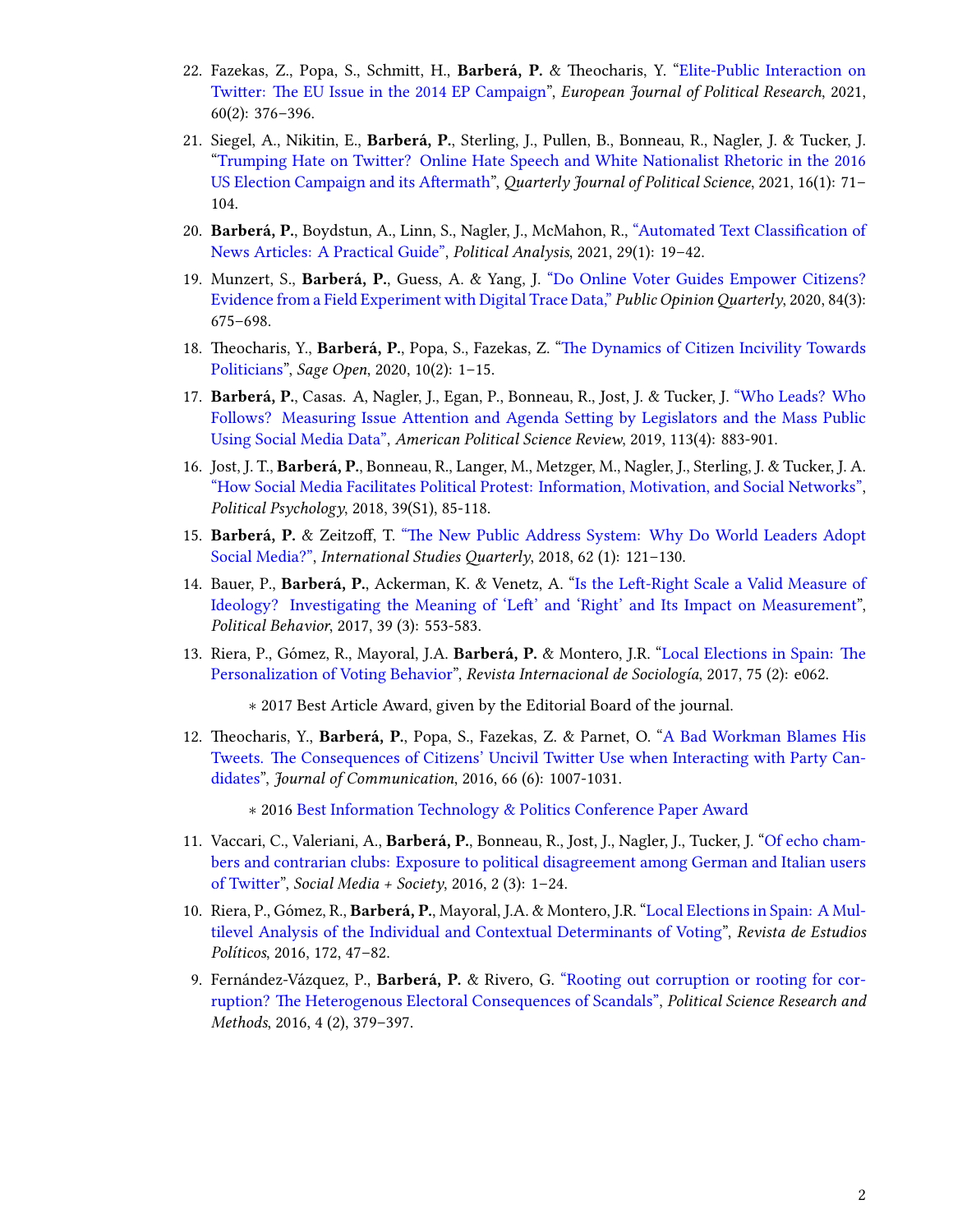22. Fazekas, Z., Popa, S., Schmitt, H., **Barberá, P.** & Theocharis, Y. "Elite-Public Interaction on Twitter: The EU Issue in the 2014 EP Campaign", *European Journal of Political Research*, 2021, 60(2): 376–396.

21. Siegel, A., Nikitin, E., **Barberá, P.**, Sterling, J., Pullen, B., Bonneau, R., Nagler, J. & Tucker, J. "Trumping Hate on Twitter? Online Hate Speech and White Nationalist Rhetoric in the 2016 US Election Campaign and its Aftermath", *Quarterly Journal of Political Science*, 2021, 16(1): 71–104.

20. **Barberá, P.**, Boydstun, A., Linn, S., Nagler, J., McMahon, R., "Automated Text Classification of News Articles: A Practical Guide", *Political Analysis*, 2021, 29(1): 19–42.

19. Munzert, S., **Barberá, P.**, Guess, A. & Yang, J. "Do Online Voter Guides Empower Citizens? Evidence from a Field Experiment with Digital Trace Data," *Public Opinion Quarterly*, 2020, 84(3): 675–698.

18. Theocharis, Y., **Barberá, P.**, Popa, S., Fazekas, Z. "The Dynamics of Citizen Incivility Towards Politicians", *Sage Open*, 2020, 10(2): 1–15.

17. **Barberá, P.**, Casas. A, Nagler, J., Egan, P., Bonneau, R., Jost, J. & Tucker, J. "Who Leads? Who Follows? Measuring Issue Attention and Agenda Setting by Legislators and the Mass Public Using Social Media Data", *American Political Science Review*, 2019, 113(4): 883-901.

16. Jost, J. T., **Barberá, P.**, Bonneau, R., Langer, M., Metzger, M., Nagler, J., Sterling, J. & Tucker, J. A. "How Social Media Facilitates Political Protest: Information, Motivation, and Social Networks", *Political Psychology*, 2018, 39(S1), 85-118.

15. **Barberá, P.** & Zeitzoff, T. "The New Public Address System: Why Do World Leaders Adopt Social Media?", *International Studies Quarterly*, 2018, 62 (1): 121–130.

14. Bauer, P., **Barberá, P.**, Ackerman, K. & Venetz, A. "Is the Left-Right Scale a Valid Measure of Ideology? Investigating the Meaning of 'Left' and 'Right' and Its Impact on Measurement", *Political Behavior*, 2017, 39 (3): 553-583.

13. Riera, P., Gómez, R., Mayoral, J.A. **Barberá, P.** & Montero, J.R. "Local Elections in Spain: The Personalization of Voting Behavior", *Revista Internacional de Sociología*, 2017, 75 (2): e062.

    ∗ 2017 Best Article Award, given by the Editorial Board of the journal.

12. Theocharis, Y., **Barberá, P.**, Popa, S., Fazekas, Z. & Parnet, O. "A Bad Workman Blames His Tweets. The Consequences of Citizens' Uncivil Twitter Use when Interacting with Party Candidates", *Journal of Communication*, 2016, 66 (6): 1007-1031.

    ∗ 2016 Best Information Technology & Politics Conference Paper Award

11. Vaccari, C., Valeriani, A., **Barberá, P.**, Bonneau, R., Jost, J., Nagler, J., Tucker, J. "Of echo chambers and contrarian clubs: Exposure to political disagreement among German and Italian users of Twitter", *Social Media + Society*, 2016, 2 (3): 1–24.

10. Riera, P., Gómez, R., **Barberá, P.**, Mayoral, J.A. & Montero, J.R. "Local Elections in Spain: A Multilevel Analysis of the Individual and Contextual Determinants of Voting", *Revista de Estudios Políticos*, 2016, 172, 47–82.

9. Fernández-Vázquez, P., **Barberá, P.** & Rivero, G. "Rooting out corruption or rooting for corruption? The Heterogenous Electoral Consequences of Scandals", *Political Science Research and Methods*, 2016, 4 (2), 379–397.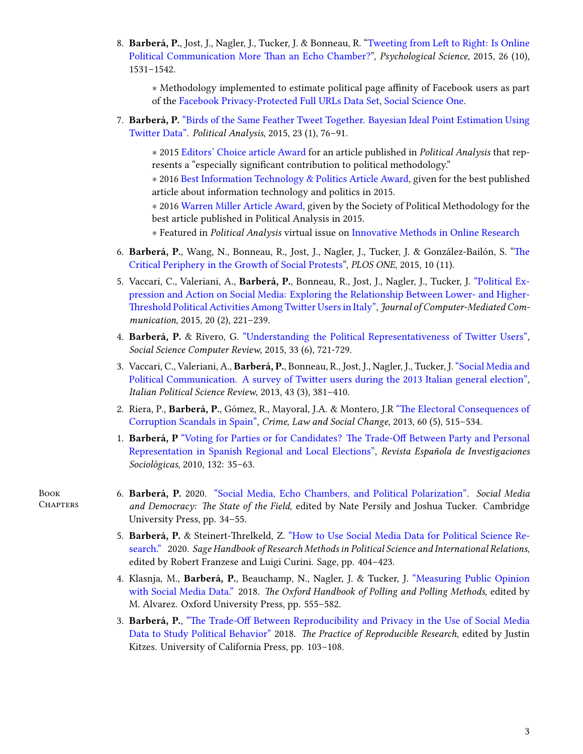8. **Barberá, P.**, Jost, J., Nagler, J., Tucker, J. & Bonneau, R. "Tweeting from Left to Right: Is Online Political Communication More Than an Echo Chamber?", *Psychological Science*, 2015, 26 (10), 1531–1542.

   ∗ Methodology implemented to estimate political page affinity of Facebook users as part of the Facebook Privacy-Protected Full URLs Data Set, Social Science One.

7. **Barberá, P.** "Birds of the Same Feather Tweet Together. Bayesian Ideal Point Estimation Using Twitter Data". *Political Analysis*, 2015, 23 (1), 76–91.

   ∗ 2015 Editors' Choice article Award for an article published in *Political Analysis* that represents a "especially significant contribution to political methodology."
   ∗ 2016 Best Information Technology & Politics Article Award, given for the best published article about information technology and politics in 2015.
   ∗ 2016 Warren Miller Article Award, given by the Society of Political Methodology for the best article published in Political Analysis in 2015.
   ∗ Featured in *Political Analysis* virtual issue on Innovative Methods in Online Research

6. **Barberá, P.**, Wang, N., Bonneau, R., Jost, J., Nagler, J., Tucker, J. & González-Bailón, S. "The Critical Periphery in the Growth of Social Protests", *PLOS ONE*, 2015, 10 (11).

5. Vaccari, C., Valeriani, A., **Barberá, P.**, Bonneau, R., Jost, J., Nagler, J., Tucker, J. "Political Expression and Action on Social Media: Exploring the Relationship Between Lower- and Higher-Threshold Political Activities Among Twitter Users in Italy", *Journal of Computer-Mediated Communication*, 2015, 20 (2), 221–239.

4. **Barberá, P.** & Rivero, G. "Understanding the Political Representativeness of Twitter Users", *Social Science Computer Review*, 2015, 33 (6), 721-729.

3. Vaccari, C., Valeriani, A., **Barberá, P.**, Bonneau, R., Jost, J., Nagler, J., Tucker, J. "Social Media and Political Communication. A survey of Twitter users during the 2013 Italian general election", *Italian Political Science Review*, 2013, 43 (3), 381–410.

2. Riera, P., **Barberá, P.**, Gómez, R., Mayoral, J.A. & Montero, J.R "The Electoral Consequences of Corruption Scandals in Spain", *Crime, Law and Social Change*, 2013, 60 (5), 515–534.

1. **Barberá, P** "Voting for Parties or for Candidates? The Trade-Off Between Party and Personal Representation in Spanish Regional and Local Elections", *Revista Española de Investigaciones Sociológicas*, 2010, 132: 35–63.

## Book Chapters

6. **Barberá, P.** 2020. "Social Media, Echo Chambers, and Political Polarization". *Social Media and Democracy: The State of the Field*, edited by Nate Persily and Joshua Tucker. Cambridge University Press, pp. 34–55.

5. **Barberá, P.** & Steinert-Threlkeld, Z. "How to Use Social Media Data for Political Science Research." 2020. *Sage Handbook of Research Methods in Political Science and International Relations*, edited by Robert Franzese and Luigi Curini. Sage, pp. 404–423.

4. Klasnja, M., **Barberá, P.**, Beauchamp, N., Nagler, J. & Tucker, J. "Measuring Public Opinion with Social Media Data." 2018. *The Oxford Handbook of Polling and Polling Methods*, edited by M. Alvarez. Oxford University Press, pp. 555–582.

3. **Barberá, P.**, "The Trade-Off Between Reproducibility and Privacy in the Use of Social Media Data to Study Political Behavior" 2018. *The Practice of Reproducible Research*, edited by Justin Kitzes. University of California Press, pp. 103–108.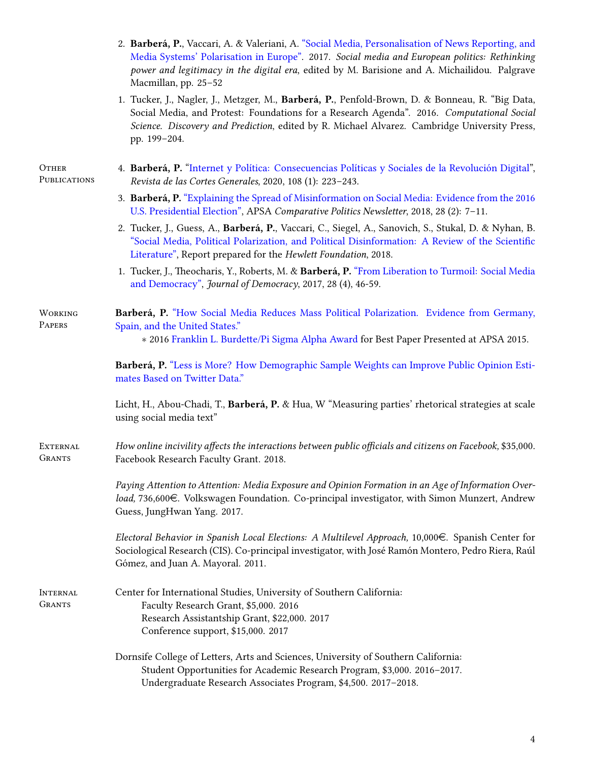2. **Barberá, P.**, Vaccari, A. & Valeriani, A. "Social Media, Personalisation of News Reporting, and Media Systems' Polarisation in Europe". 2017. *Social media and European politics: Rethinking power and legitimacy in the digital era*, edited by M. Barisione and A. Michailidou. Palgrave Macmillan, pp. 25–52

1. Tucker, J., Nagler, J., Metzger, M., **Barberá, P.**, Penfold-Brown, D. & Bonneau, R. "Big Data, Social Media, and Protest: Foundations for a Research Agenda". 2016. *Computational Social Science. Discovery and Prediction*, edited by R. Michael Alvarez. Cambridge University Press, pp. 199–204.

## Other Publications

4. **Barberá, P.** "Internet y Política: Consecuencias Políticas y Sociales de la Revolución Digital", *Revista de las Cortes Generales*, 2020, 108 (1): 223–243.

3. **Barberá, P.** "Explaining the Spread of Misinformation on Social Media: Evidence from the 2016 U.S. Presidential Election", APSA *Comparative Politics Newsletter*, 2018, 28 (2): 7–11.

2. Tucker, J., Guess, A., **Barberá, P.**, Vaccari, C., Siegel, A., Sanovich, S., Stukal, D. & Nyhan, B. "Social Media, Political Polarization, and Political Disinformation: A Review of the Scientific Literature", Report prepared for the *Hewlett Foundation*, 2018.

1. Tucker, J., Theocharis, Y., Roberts, M. & **Barberá, P.** "From Liberation to Turmoil: Social Media and Democracy", *Journal of Democracy*, 2017, 28 (4), 46-59.

## Working Papers

**Barberá, P.** "How Social Media Reduces Mass Political Polarization. Evidence from Germany, Spain, and the United States."
  * 2016 Franklin L. Burdette/Pi Sigma Alpha Award for Best Paper Presented at APSA 2015.

**Barberá, P.** "Less is More? How Demographic Sample Weights can Improve Public Opinion Estimates Based on Twitter Data."

Licht, H., Abou-Chadi, T., **Barberá, P.** & Hua, W "Measuring parties' rhetorical strategies at scale using social media text"

## External Grants

*How online incivility affects the interactions between public officials and citizens on Facebook,* $35,000. Facebook Research Faculty Grant. 2018.

*Paying Attention to Attention: Media Exposure and Opinion Formation in an Age of Information Overload,* 736,600€. Volkswagen Foundation. Co-principal investigator, with Simon Munzert, Andrew Guess, JungHwan Yang. 2017.

*Electoral Behavior in Spanish Local Elections: A Multilevel Approach,* 10,000€. Spanish Center for Sociological Research (CIS). Co-principal investigator, with José Ramón Montero, Pedro Riera, Raúl Gómez, and Juan A. Mayoral. 2011.

## Internal Grants

Center for International Studies, University of Southern California:
- Faculty Research Grant, $5,000. 2016
- Research Assistantship Grant, $22,000. 2017
- Conference support, $15,000. 2017

Dornsife College of Letters, Arts and Sciences, University of Southern California:
- Student Opportunities for Academic Research Program, $3,000. 2016–2017.
- Undergraduate Research Associates Program, $4,500. 2017–2018.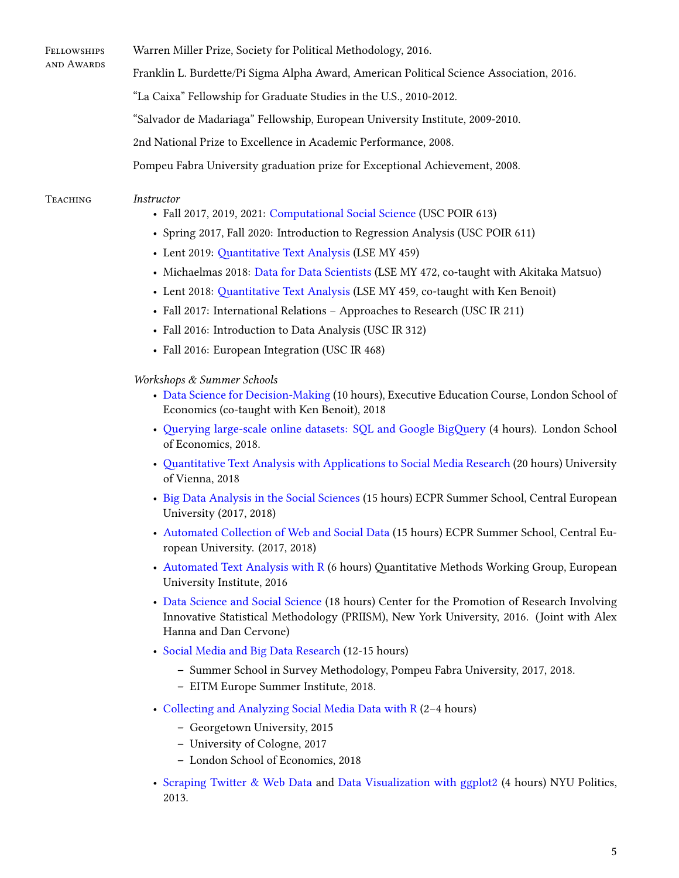## Fellowships and Awards

Warren Miller Prize, Society for Political Methodology, 2016.

Franklin L. Burdette/Pi Sigma Alpha Award, American Political Science Association, 2016.

"La Caixa" Fellowship for Graduate Studies in the U.S., 2010-2012.

"Salvador de Madariaga" Fellowship, European University Institute, 2009-2010.

2nd National Prize to Excellence in Academic Performance, 2008.

Pompeu Fabra University graduation prize for Exceptional Achievement, 2008.

## Teaching

*Instructor*

- Fall 2017, 2019, 2021: Computational Social Science (USC POIR 613)
- Spring 2017, Fall 2020: Introduction to Regression Analysis (USC POIR 611)
- Lent 2019: Quantitative Text Analysis (LSE MY 459)
- Michaelmas 2018: Data for Data Scientists (LSE MY 472, co-taught with Akitaka Matsuo)
- Lent 2018: Quantitative Text Analysis (LSE MY 459, co-taught with Ken Benoit)
- Fall 2017: International Relations – Approaches to Research (USC IR 211)
- Fall 2016: Introduction to Data Analysis (USC IR 312)
- Fall 2016: European Integration (USC IR 468)

*Workshops & Summer Schools*

- Data Science for Decision-Making (10 hours), Executive Education Course, London School of Economics (co-taught with Ken Benoit), 2018
- Querying large-scale online datasets: SQL and Google BigQuery (4 hours). London School of Economics, 2018.
- Quantitative Text Analysis with Applications to Social Media Research (20 hours) University of Vienna, 2018
- Big Data Analysis in the Social Sciences (15 hours) ECPR Summer School, Central European University (2017, 2018)
- Automated Collection of Web and Social Data (15 hours) ECPR Summer School, Central European University. (2017, 2018)
- Automated Text Analysis with R (6 hours) Quantitative Methods Working Group, European University Institute, 2016
- Data Science and Social Science (18 hours) Center for the Promotion of Research Involving Innovative Statistical Methodology (PRIISM), New York University, 2016. (Joint with Alex Hanna and Dan Cervone)
- Social Media and Big Data Research (12-15 hours)
  - Summer School in Survey Methodology, Pompeu Fabra University, 2017, 2018.
  - EITM Europe Summer Institute, 2018.
- Collecting and Analyzing Social Media Data with R (2–4 hours)
  - Georgetown University, 2015
  - University of Cologne, 2017
  - London School of Economics, 2018
- Scraping Twitter & Web Data and Data Visualization with ggplot2 (4 hours) NYU Politics, 2013.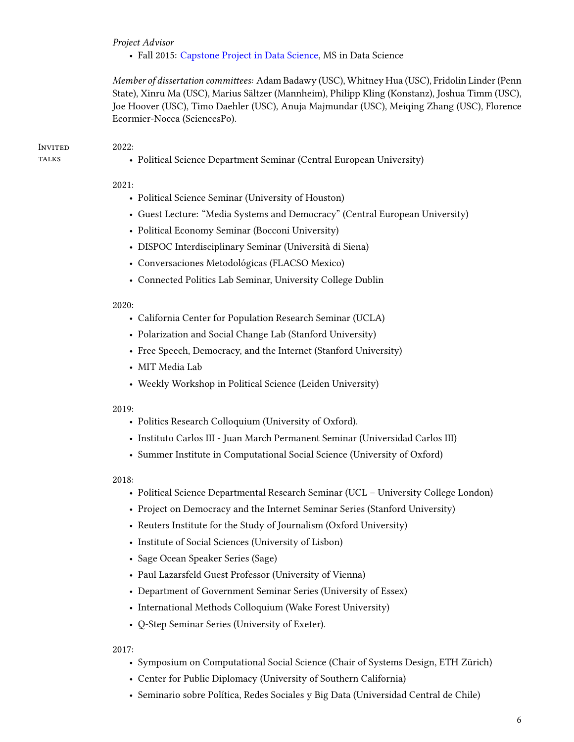*Project Advisor*

- Fall 2015: Capstone Project in Data Science, MS in Data Science

*Member of dissertation committees:* Adam Badawy (USC), Whitney Hua (USC), Fridolin Linder (Penn State), Xinru Ma (USC), Marius Sältzer (Mannheim), Philipp Kling (Konstanz), Joshua Timm (USC), Joe Hoover (USC), Timo Daehler (USC), Anuja Majmundar (USC), Meiqing Zhang (USC), Florence Ecormier-Nocca (SciencesPo).

## Invited talks

2022:

- Political Science Department Seminar (Central European University)

2021:

- Political Science Seminar (University of Houston)
- Guest Lecture: "Media Systems and Democracy" (Central European University)
- Political Economy Seminar (Bocconi University)
- DISPOC Interdisciplinary Seminar (Università di Siena)
- Conversaciones Metodológicas (FLACSO Mexico)
- Connected Politics Lab Seminar, University College Dublin

2020:

- California Center for Population Research Seminar (UCLA)
- Polarization and Social Change Lab (Stanford University)
- Free Speech, Democracy, and the Internet (Stanford University)
- MIT Media Lab
- Weekly Workshop in Political Science (Leiden University)

2019:

- Politics Research Colloquium (University of Oxford).
- Instituto Carlos III - Juan March Permanent Seminar (Universidad Carlos III)
- Summer Institute in Computational Social Science (University of Oxford)

2018:

- Political Science Departmental Research Seminar (UCL – University College London)
- Project on Democracy and the Internet Seminar Series (Stanford University)
- Reuters Institute for the Study of Journalism (Oxford University)
- Institute of Social Sciences (University of Lisbon)
- Sage Ocean Speaker Series (Sage)
- Paul Lazarsfeld Guest Professor (University of Vienna)
- Department of Government Seminar Series (University of Essex)
- International Methods Colloquium (Wake Forest University)
- Q-Step Seminar Series (University of Exeter).

2017:

- Symposium on Computational Social Science (Chair of Systems Design, ETH Zürich)
- Center for Public Diplomacy (University of Southern California)
- Seminario sobre Política, Redes Sociales y Big Data (Universidad Central de Chile)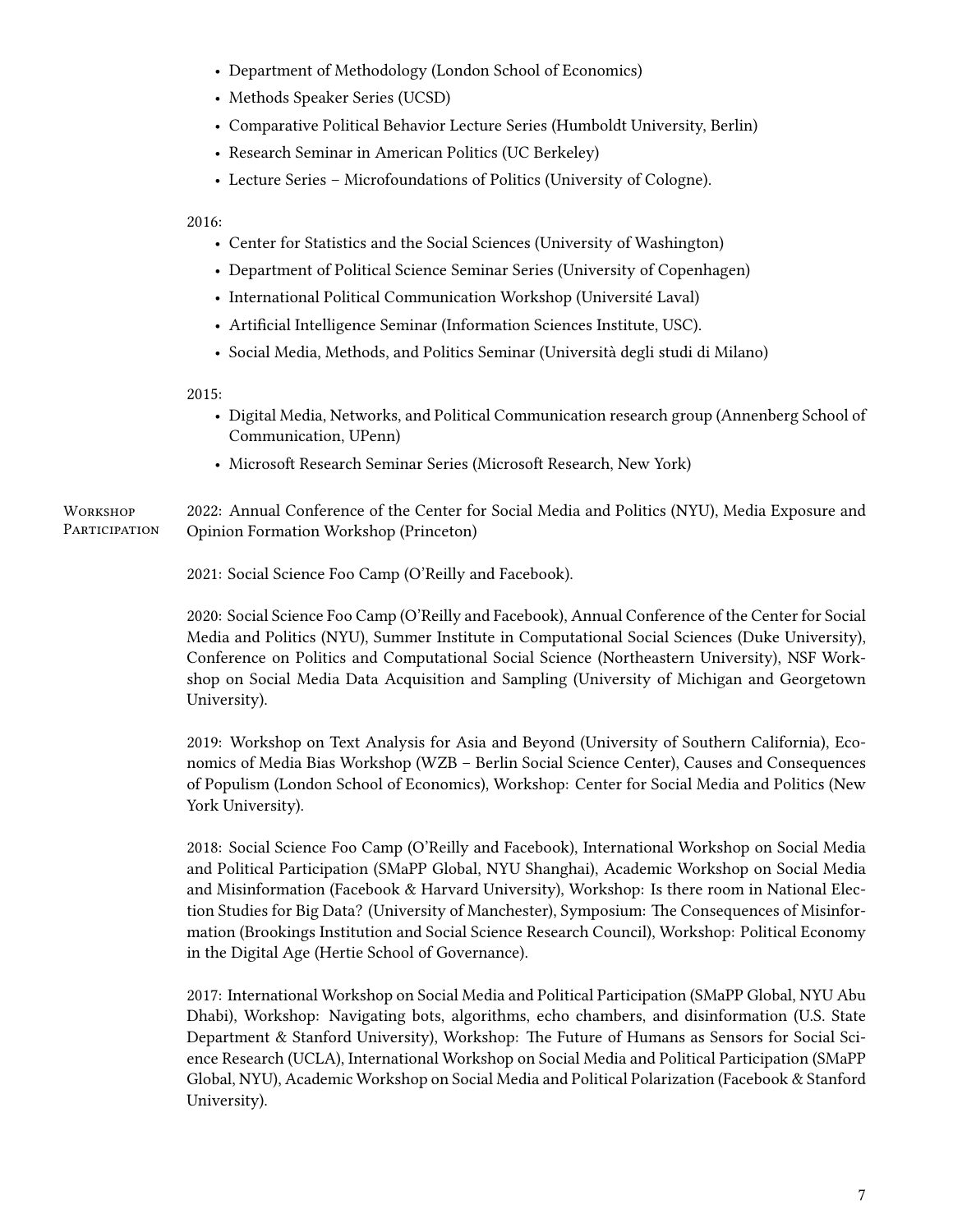- Department of Methodology (London School of Economics)
- Methods Speaker Series (UCSD)
- Comparative Political Behavior Lecture Series (Humboldt University, Berlin)
- Research Seminar in American Politics (UC Berkeley)
- Lecture Series – Microfoundations of Politics (University of Cologne).

2016:

- Center for Statistics and the Social Sciences (University of Washington)
- Department of Political Science Seminar Series (University of Copenhagen)
- International Political Communication Workshop (Université Laval)
- Artificial Intelligence Seminar (Information Sciences Institute, USC).
- Social Media, Methods, and Politics Seminar (Università degli studi di Milano)

2015:

- Digital Media, Networks, and Political Communication research group (Annenberg School of Communication, UPenn)
- Microsoft Research Seminar Series (Microsoft Research, New York)

**Workshop Participation**

2022: Annual Conference of the Center for Social Media and Politics (NYU), Media Exposure and Opinion Formation Workshop (Princeton)

2021: Social Science Foo Camp (O'Reilly and Facebook).

2020: Social Science Foo Camp (O'Reilly and Facebook), Annual Conference of the Center for Social Media and Politics (NYU), Summer Institute in Computational Social Sciences (Duke University), Conference on Politics and Computational Social Science (Northeastern University), NSF Workshop on Social Media Data Acquisition and Sampling (University of Michigan and Georgetown University).

2019: Workshop on Text Analysis for Asia and Beyond (University of Southern California), Economics of Media Bias Workshop (WZB – Berlin Social Science Center), Causes and Consequences of Populism (London School of Economics), Workshop: Center for Social Media and Politics (New York University).

2018: Social Science Foo Camp (O'Reilly and Facebook), International Workshop on Social Media and Political Participation (SMaPP Global, NYU Shanghai), Academic Workshop on Social Media and Misinformation (Facebook & Harvard University), Workshop: Is there room in National Election Studies for Big Data? (University of Manchester), Symposium: The Consequences of Misinformation (Brookings Institution and Social Science Research Council), Workshop: Political Economy in the Digital Age (Hertie School of Governance).

2017: International Workshop on Social Media and Political Participation (SMaPP Global, NYU Abu Dhabi), Workshop: Navigating bots, algorithms, echo chambers, and disinformation (U.S. State Department & Stanford University), Workshop: The Future of Humans as Sensors for Social Science Research (UCLA), International Workshop on Social Media and Political Participation (SMaPP Global, NYU), Academic Workshop on Social Media and Political Polarization (Facebook & Stanford University).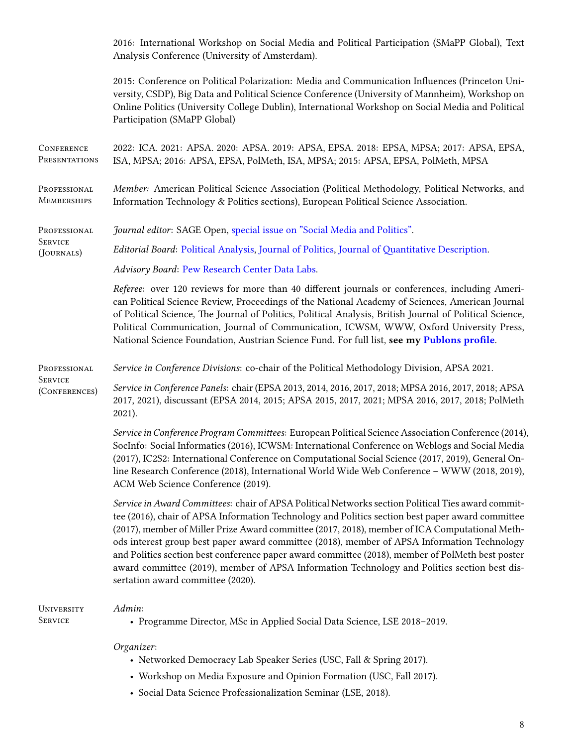2016: International Workshop on Social Media and Political Participation (SMaPP Global), Text Analysis Conference (University of Amsterdam).

2015: Conference on Political Polarization: Media and Communication Influences (Princeton University, CSDP), Big Data and Political Science Conference (University of Mannheim), Workshop on Online Politics (University College Dublin), International Workshop on Social Media and Political Participation (SMaPP Global)

## Conference Presentations

2022: ICA. 2021: APSA. 2020: APSA. 2019: APSA, EPSA. 2018: EPSA, MPSA; 2017: APSA, EPSA, ISA, MPSA; 2016: APSA, EPSA, PolMeth, ISA, MPSA; 2015: APSA, EPSA, PolMeth, MPSA

## Professional Memberships

*Member:* American Political Science Association (Political Methodology, Political Networks, and Information Technology & Politics sections), European Political Science Association.

## Professional Service (Journals)

*Journal editor*: SAGE Open, special issue on "Social Media and Politics".

*Editorial Board*: Political Analysis, Journal of Politics, Journal of Quantitative Description.

*Advisory Board*: Pew Research Center Data Labs.

*Referee*: over 120 reviews for more than 40 different journals or conferences, including American Political Science Review, Proceedings of the National Academy of Sciences, American Journal of Political Science, The Journal of Politics, Political Analysis, British Journal of Political Science, Political Communication, Journal of Communication, ICWSM, WWW, Oxford University Press, National Science Foundation, Austrian Science Fund. For full list, **see my Publons profile**.

## Professional Service (Conferences)

*Service in Conference Divisions*: co-chair of the Political Methodology Division, APSA 2021.

*Service in Conference Panels*: chair (EPSA 2013, 2014, 2016, 2017, 2018; MPSA 2016, 2017, 2018; APSA 2017, 2021), discussant (EPSA 2014, 2015; APSA 2015, 2017, 2021; MPSA 2016, 2017, 2018; PolMeth 2021).

*Service in Conference Program Committees*: European Political Science Association Conference (2014), SocInfo: Social Informatics (2016), ICWSM: International Conference on Weblogs and Social Media (2017), IC2S2: International Conference on Computational Social Science (2017, 2019), General Online Research Conference (2018), International World Wide Web Conference – WWW (2018, 2019), ACM Web Science Conference (2019).

*Service in Award Committees*: chair of APSA Political Networks section Political Ties award committee (2016), chair of APSA Information Technology and Politics section best paper award committee (2017), member of Miller Prize Award committee (2017, 2018), member of ICA Computational Methods interest group best paper award committee (2018), member of APSA Information Technology and Politics section best conference paper award committee (2018), member of PolMeth best poster award committee (2019), member of APSA Information Technology and Politics section best dissertation award committee (2020).

## University Service

*Admin*:

- Programme Director, MSc in Applied Social Data Science, LSE 2018–2019.

*Organizer*:

- Networked Democracy Lab Speaker Series (USC, Fall & Spring 2017).
- Workshop on Media Exposure and Opinion Formation (USC, Fall 2017).
- Social Data Science Professionalization Seminar (LSE, 2018).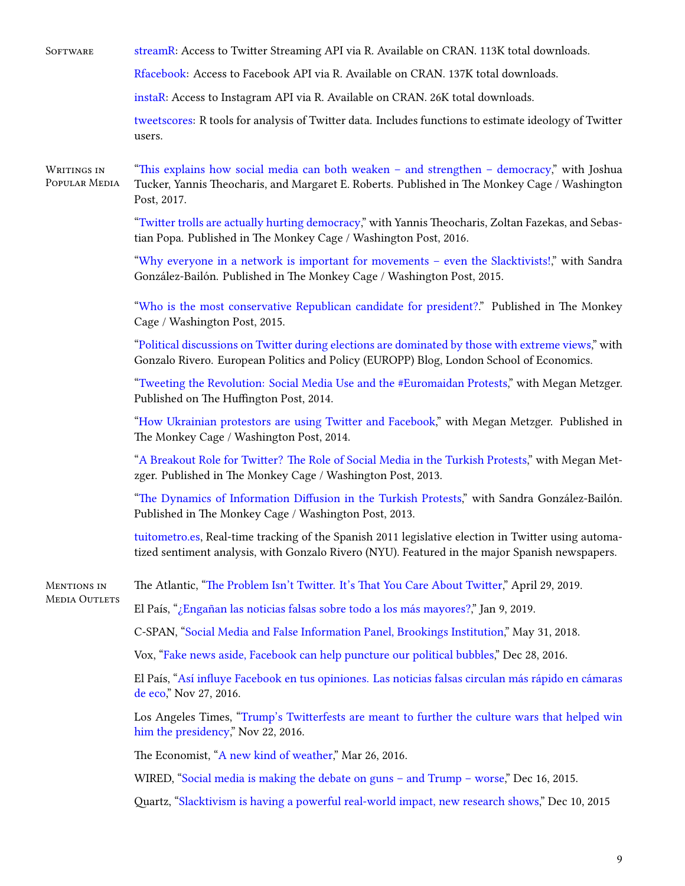## Software

streamR: Access to Twitter Streaming API via R. Available on CRAN. 113K total downloads.

Rfacebook: Access to Facebook API via R. Available on CRAN. 137K total downloads.

instaR: Access to Instagram API via R. Available on CRAN. 26K total downloads.

tweetscores: R tools for analysis of Twitter data. Includes functions to estimate ideology of Twitter users.

## Writings in Popular Media

"This explains how social media can both weaken – and strengthen – democracy," with Joshua Tucker, Yannis Theocharis, and Margaret E. Roberts. Published in The Monkey Cage / Washington Post, 2017.

"Twitter trolls are actually hurting democracy," with Yannis Theocharis, Zoltan Fazekas, and Sebastian Popa. Published in The Monkey Cage / Washington Post, 2016.

"Why everyone in a network is important for movements – even the Slacktivists!," with Sandra González-Bailón. Published in The Monkey Cage / Washington Post, 2015.

"Who is the most conservative Republican candidate for president?." Published in The Monkey Cage / Washington Post, 2015.

"Political discussions on Twitter during elections are dominated by those with extreme views," with Gonzalo Rivero. European Politics and Policy (EUROPP) Blog, London School of Economics.

"Tweeting the Revolution: Social Media Use and the #Euromaidan Protests," with Megan Metzger. Published on The Huffington Post, 2014.

"How Ukrainian protestors are using Twitter and Facebook," with Megan Metzger. Published in The Monkey Cage / Washington Post, 2014.

"A Breakout Role for Twitter? The Role of Social Media in the Turkish Protests," with Megan Metzger. Published in The Monkey Cage / Washington Post, 2013.

"The Dynamics of Information Diffusion in the Turkish Protests," with Sandra González-Bailón. Published in The Monkey Cage / Washington Post, 2013.

tuitometro.es, Real-time tracking of the Spanish 2011 legislative election in Twitter using automatized sentiment analysis, with Gonzalo Rivero (NYU). Featured in the major Spanish newspapers.

## Mentions in Media Outlets

The Atlantic, "The Problem Isn't Twitter. It's That You Care About Twitter," April 29, 2019.

El País, "¿Engañan las noticias falsas sobre todo a los más mayores?," Jan 9, 2019.

C-SPAN, "Social Media and False Information Panel, Brookings Institution," May 31, 2018.

Vox, "Fake news aside, Facebook can help puncture our political bubbles," Dec 28, 2016.

El País, "Así influye Facebook en tus opiniones. Las noticias falsas circulan más rápido en cámaras de eco," Nov 27, 2016.

Los Angeles Times, "Trump's Twitterfests are meant to further the culture wars that helped win him the presidency," Nov 22, 2016.

The Economist, "A new kind of weather," Mar 26, 2016.

WIRED, "Social media is making the debate on guns – and Trump – worse," Dec 16, 2015.

Quartz, "Slacktivism is having a powerful real-world impact, new research shows," Dec 10, 2015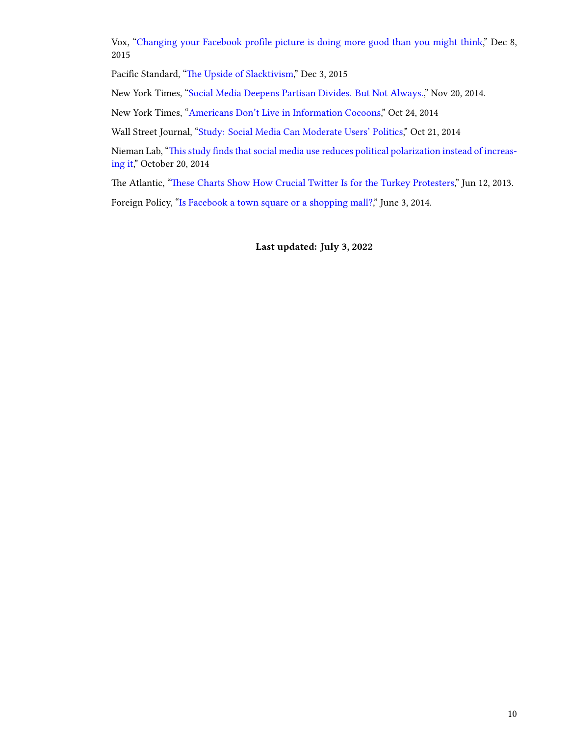Vox, "Changing your Facebook profile picture is doing more good than you might think," Dec 8, 2015

Pacific Standard, "The Upside of Slacktivism," Dec 3, 2015

New York Times, "Social Media Deepens Partisan Divides. But Not Always.," Nov 20, 2014.

New York Times, "Americans Don't Live in Information Cocoons," Oct 24, 2014

Wall Street Journal, "Study: Social Media Can Moderate Users' Politics," Oct 21, 2014

Nieman Lab, "This study finds that social media use reduces political polarization instead of increasing it," October 20, 2014

The Atlantic, "These Charts Show How Crucial Twitter Is for the Turkey Protesters," Jun 12, 2013.

Foreign Policy, "Is Facebook a town square or a shopping mall?," June 3, 2014.

**Last updated: July 3, 2022**